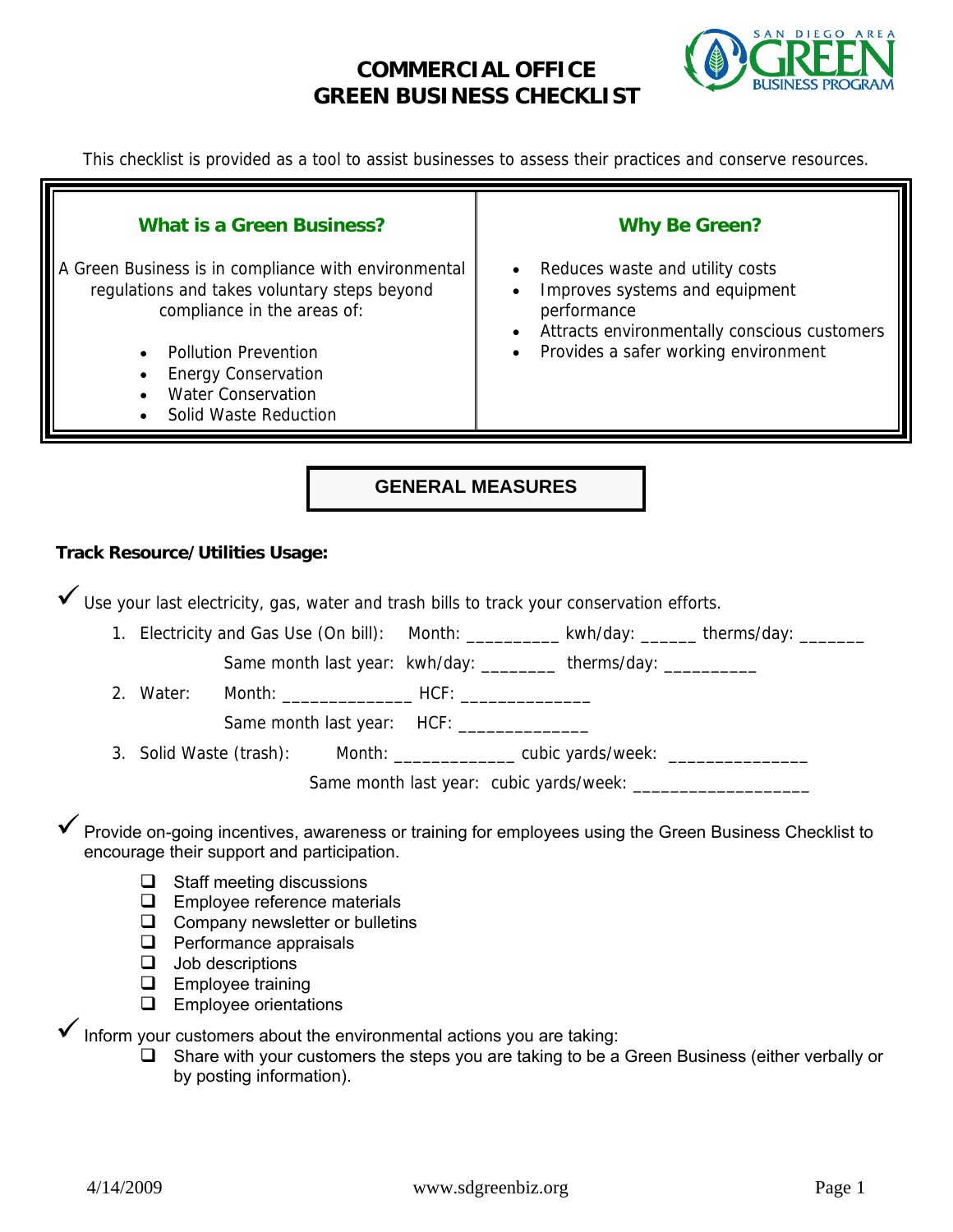# COMMERCIAL OFFICE GREEN BUSINESS CHECKLIST

This checklist is provided as a tool to assist businesses to assess their practices and conserve resources.

| What is a Green Business? | Why Be Green? |
|---|---|
| A Green Business is in compliance with environmental regulations and takes voluntary steps beyond compliance in the areas of:<br>• Pollution Prevention<br>• Energy Conservation<br>• Water Conservation<br>• Solid Waste Reduction | • Reduces waste and utility costs<br>• Improves systems and equipment performance<br>• Attracts environmentally conscious customers<br>• Provides a safer working environment |

## GENERAL MEASURES

**Track Resource/Utilities Usage:**

✓ Use your last electricity, gas, water and trash bills to track your conservation efforts.

1. Electricity and Gas Use (On bill): Month: __________ kwh/day: ______ therms/day: _______

   Same month last year: kwh/day: ________ therms/day: __________

2. Water: Month: ______________ HCF: ______________

   Same month last year: HCF: ______________

3. Solid Waste (trash): Month: _____________ cubic yards/week: _______________

   Same month last year: cubic yards/week: ___________________

✓ Provide on-going incentives, awareness or training for employees using the Green Business Checklist to encourage their support and participation.

- ❑ Staff meeting discussions
- ❑ Employee reference materials
- ❑ Company newsletter or bulletins
- ❑ Performance appraisals
- ❑ Job descriptions
- ❑ Employee training
- ❑ Employee orientations

✓ Inform your customers about the environmental actions you are taking:

- ❑ Share with your customers the steps you are taking to be a Green Business (either verbally or by posting information).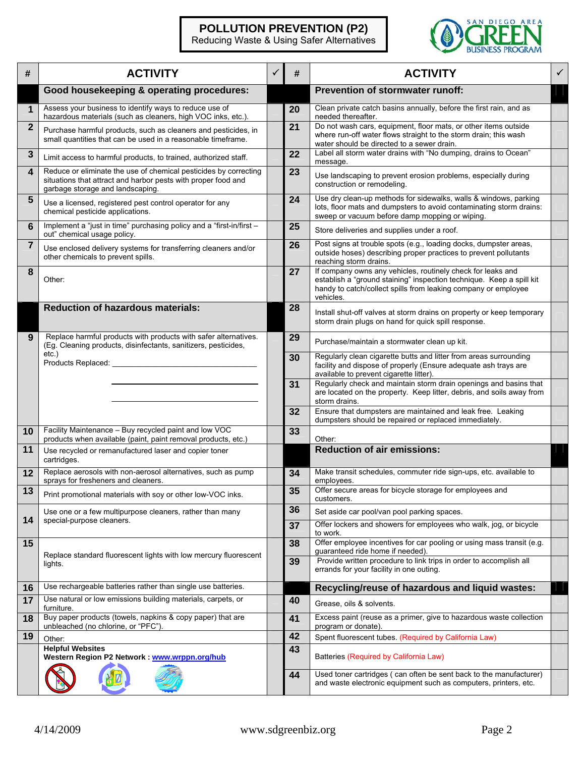# POLLUTION PREVENTION (P2)

Reducing Waste & Using Safer Alternatives

SAN DIEGO AREA GREEN BUSINESS PROGRAM

| # | ACTIVITY | ✓ | # | ACTIVITY | ✓ |
|---|---|---|---|---|---|
| | **Good housekeeping & operating procedures:** | | | **Prevention of stormwater runoff:** | |
| 1 | Assess your business to identify ways to reduce use of hazardous materials (such as cleaners, high VOC inks, etc.). | | 20 | Clean private catch basins annually, before the first rain, and as needed thereafter. | |
| 2 | Purchase harmful products, such as cleaners and pesticides, in small quantities that can be used in a reasonable timeframe. | | 21 | Do not wash cars, equipment, floor mats, or other items outside where run-off water flows straight to the storm drain; this wash water should be directed to a sewer drain. | |
| 3 | Limit access to harmful products, to trained, authorized staff. | | 22 | Label all storm water drains with "No dumping, drains to Ocean" message. | |
| 4 | Reduce or eliminate the use of chemical pesticides by correcting situations that attract and harbor pests with proper food and garbage storage and landscaping. | | 23 | Use landscaping to prevent erosion problems, especially during construction or remodeling. | |
| 5 | Use a licensed, registered pest control operator for any chemical pesticide applications. | | 24 | Use dry clean-up methods for sidewalks, walls & windows, parking lots, floor mats and dumpsters to avoid contaminating storm drains: sweep or vacuum before damp mopping or wiping. | |
| 6 | Implement a "just in time" purchasing policy and a "first-in/first – out" chemical usage policy. | | 25 | Store deliveries and supplies under a roof. | |
| 7 | Use enclosed delivery systems for transferring cleaners and/or other chemicals to prevent spills. | | 26 | Post signs at trouble spots (e.g., loading docks, dumpster areas, outside hoses) describing proper practices to prevent pollutants reaching storm drains. | |
| 8 | Other: | | 27 | If company owns any vehicles, routinely check for leaks and establish a "ground staining" inspection technique. Keep a spill kit handy to catch/collect spills from leaking company or employee vehicles. | |
| | **Reduction of hazardous materials:** | | 28 | Install shut-off valves at storm drains on property or keep temporary storm drain plugs on hand for quick spill response. | |
| 9 | Replace harmful products with products with safer alternatives. (Eg. Cleaning products, disinfectants, sanitizers, pesticides, etc.) Products Replaced: ____________ | | 29 | Purchase/maintain a stormwater clean up kit. | |
| | | | 30 | Regularly clean cigarette butts and litter from areas surrounding facility and dispose of properly (Ensure adequate ash trays are available to prevent cigarette litter). | |
| | | | 31 | Regularly check and maintain storm drain openings and basins that are located on the property. Keep litter, debris, and soils away from storm drains. | |
| | | | 32 | Ensure that dumpsters are maintained and leak free. Leaking dumpsters should be repaired or replaced immediately. | |
| 10 | Facility Maintenance – Buy recycled paint and low VOC products when available (paint, paint removal products, etc.) | | 33 | Other: | |
| 11 | Use recycled or remanufactured laser and copier toner cartridges. | | | **Reduction of air emissions:** | |
| 12 | Replace aerosols with non-aerosol alternatives, such as pump sprays for fresheners and cleaners. | | 34 | Make transit schedules, commuter ride sign-ups, etc. available to employees. | |
| 13 | Print promotional materials with soy or other low-VOC inks. | | 35 | Offer secure areas for bicycle storage for employees and customers. | |
| 14 | Use one or a few multipurpose cleaners, rather than many special-purpose cleaners. | | 36 | Set aside car pool/van pool parking spaces. | |
| | | | 37 | Offer lockers and showers for employees who walk, jog, or bicycle to work. | |
| 15 | Replace standard fluorescent lights with low mercury fluorescent lights. | | 38 | Offer employee incentives for car pooling or using mass transit (e.g. guaranteed ride home if needed). | |
| | | | 39 | Provide written procedure to link trips in order to accomplish all errands for your facility in one outing. | |
| 16 | Use rechargeable batteries rather than single use batteries. | | | **Recycling/reuse of hazardous and liquid wastes:** | |
| 17 | Use natural or low emissions building materials, carpets, or furniture. | | 40 | Grease, oils & solvents. | |
| 18 | Buy paper products (towels, napkins & copy paper) that are unbleached (no chlorine, or "PFC"). | | 41 | Excess paint (reuse as a primer, give to hazardous waste collection program or donate). | |
| 19 | Other: | | 42 | Spent fluorescent tubes. (Required by California Law) | |
| | **Helpful Websites** **Western Region P2 Network : www.wrppn.org/hub** | | 43 | Batteries (Required by California Law) | |
| | | | 44 | Used toner cartridges ( can often be sent back to the manufacturer) and waste electronic equipment such as computers, printers, etc. | |

4/14/2009 www.sdgreenbiz.org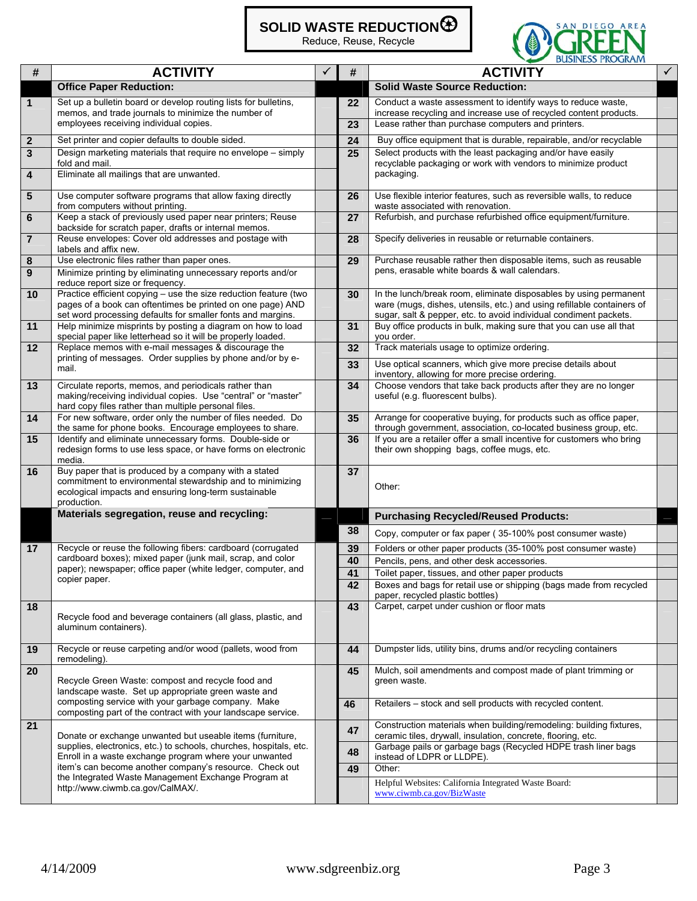# SOLID WASTE REDUCTION

Reduce, Reuse, Recycle

SAN DIEGO AREA GREEN BUSINESS PROGRAM

| # | ACTIVITY | ✓ |
|---|---|---|
| | **Office Paper Reduction:** | |
| 1 | Set up a bulletin board or develop routing lists for bulletins, memos, and trade journals to minimize the number of employees receiving individual copies. | |
| 2 | Set printer and copier defaults to double sided. | |
| 3 | Design marketing materials that require no envelope – simply fold and mail. | |
| 4 | Eliminate all mailings that are unwanted. | |
| 5 | Use computer software programs that allow faxing directly from computers without printing. | |
| 6 | Keep a stack of previously used paper near printers; Reuse backside for scratch paper, drafts or internal memos. | |
| 7 | Reuse envelopes: Cover old addresses and postage with labels and affix new. | |
| 8 | Use electronic files rather than paper ones. | |
| 9 | Minimize printing by eliminating unnecessary reports and/or reduce report size or frequency. | |
| 10 | Practice efficient copying – use the size reduction feature (two pages of a book can oftentimes be printed on one page) AND set word processing defaults for smaller fonts and margins. | |
| 11 | Help minimize misprints by posting a diagram on how to load special paper like letterhead so it will be properly loaded. | |
| 12 | Replace memos with e-mail messages & discourage the printing of messages. Order supplies by phone and/or by e-mail. | |
| 13 | Circulate reports, memos, and periodicals rather than making/receiving individual copies. Use "central" or "master" hard copy files rather than multiple personal files. | |
| 14 | For new software, order only the number of files needed. Do the same for phone books. Encourage employees to share. | |
| 15 | Identify and eliminate unnecessary forms. Double-side or redesign forms to use less space, or have forms on electronic media. | |
| 16 | Buy paper that is produced by a company with a stated commitment to environmental stewardship and to minimizing ecological impacts and ensuring long-term sustainable production. | |
| | **Materials segregation, reuse and recycling:** | |
| 17 | Recycle or reuse the following fibers: cardboard (corrugated cardboard boxes); mixed paper (junk mail, scrap, and color paper); newspaper; office paper (white ledger, computer, and copier paper. | |
| 18 | Recycle food and beverage containers (all glass, plastic, and aluminum containers). | |
| 19 | Recycle or reuse carpeting and/or wood (pallets, wood from remodeling). | |
| 20 | Recycle Green Waste: compost and recycle food and landscape waste. Set up appropriate green waste and composting service with your garbage company. Make composting part of the contract with your landscape service. | |
| 21 | Donate or exchange unwanted but useable items (furniture, supplies, electronics, etc.) to schools, churches, hospitals, etc. Enroll in a waste exchange program where your unwanted item's can become another company's resource. Check out the Integrated Waste Management Exchange Program at http://www.ciwmb.ca.gov/CalMAX/. | |

| # | ACTIVITY | ✓ |
|---|---|---|
| | **Solid Waste Source Reduction:** | |
| 22 | Conduct a waste assessment to identify ways to reduce waste, increase recycling and increase use of recycled content products. | |
| 23 | Lease rather than purchase computers and printers. | |
| 24 | Buy office equipment that is durable, repairable, and/or recyclable | |
| 25 | Select products with the least packaging and/or have easily recyclable packaging or work with vendors to minimize product packaging. | |
| 26 | Use flexible interior features, such as reversible walls, to reduce waste associated with renovation. | |
| 27 | Refurbish, and purchase refurbished office equipment/furniture. | |
| 28 | Specify deliveries in reusable or returnable containers. | |
| 29 | Purchase reusable rather then disposable items, such as reusable pens, erasable white boards & wall calendars. | |
| 30 | In the lunch/break room, eliminate disposables by using permanent ware (mugs, dishes, utensils, etc.) and using refillable containers of sugar, salt & pepper, etc. to avoid individual condiment packets. | |
| 31 | Buy office products in bulk, making sure that you can use all that you order. | |
| 32 | Track materials usage to optimize ordering. | |
| 33 | Use optical scanners, which give more precise details about inventory, allowing for more precise ordering. | |
| 34 | Choose vendors that take back products after they are no longer useful (e.g. fluorescent bulbs). | |
| 35 | Arrange for cooperative buying, for products such as office paper, through government, association, co-located business group, etc. | |
| 36 | If you are a retailer offer a small incentive for customers who bring their own shopping bags, coffee mugs, etc. | |
| 37 | Other: | |
| | **Purchasing Recycled/Reused Products:** | |
| 38 | Copy, computer or fax paper ( 35-100% post consumer waste) | |
| 39 | Folders or other paper products (35-100% post consumer waste) | |
| 40 | Pencils, pens, and other desk accessories. | |
| 41 | Toilet paper, tissues, and other paper products | |
| 42 | Boxes and bags for retail use or shipping (bags made from recycled paper, recycled plastic bottles) | |
| 43 | Carpet, carpet under cushion or floor mats | |
| 44 | Dumpster lids, utility bins, drums and/or recycling containers | |
| 45 | Mulch, soil amendments and compost made of plant trimming or green waste. | |
| 46 | Retailers – stock and sell products with recycled content. | |
| 47 | Construction materials when building/remodeling: building fixtures, ceramic tiles, drywall, insulation, concrete, flooring, etc. | |
| 48 | Garbage pails or garbage bags (Recycled HDPE trash liner bags instead of LDPR or LLDPE). | |
| 49 | Other: | |
| | Helpful Websites: California Integrated Waste Board: www.ciwmb.ca.gov/BizWaste | |

4/14/2009 www.sdgreenbiz.org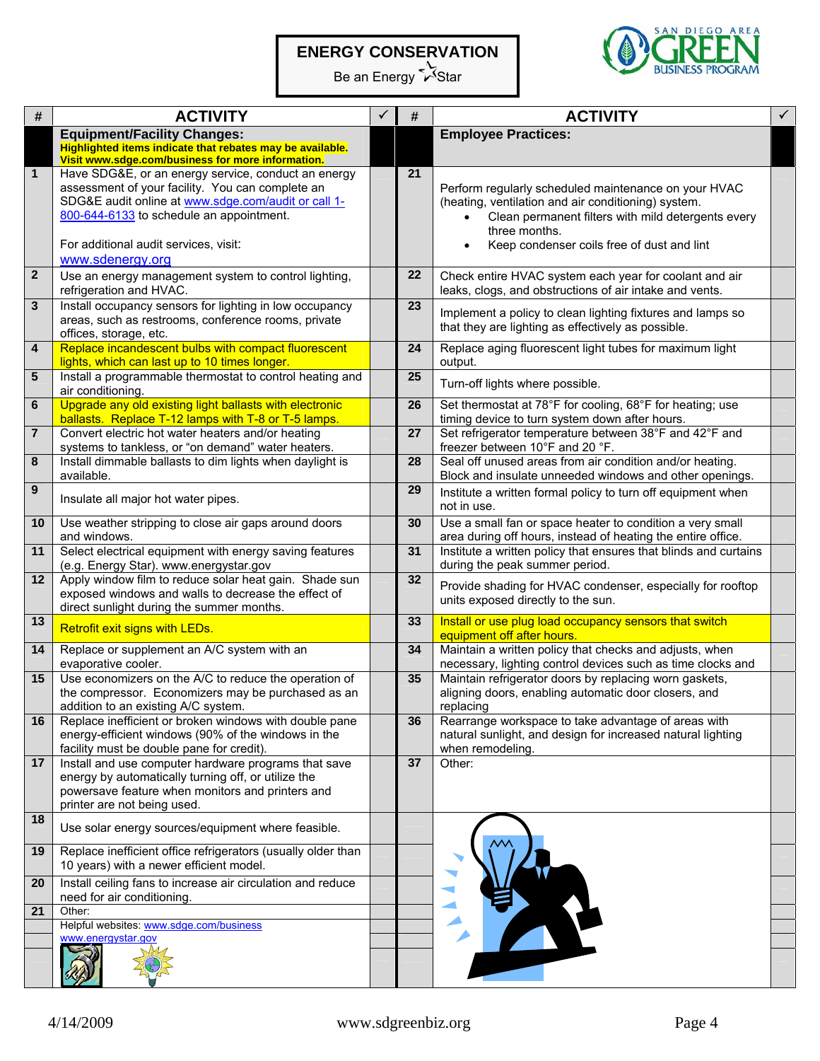**ENERGY CONSERVATION**

Be an Energy Star

SAN DIEGO AREA GREEN BUSINESS PROGRAM

| # | ACTIVITY | ✓ | # | ACTIVITY | ✓ |
|---|---|---|---|---|---|
| | **Equipment/Facility Changes:** **Highlighted items indicate that rebates may be available. Visit www.sdge.com/business for more information.** | | | **Employee Practices:** | |
| 1 | Have SDG&E, or an energy service, conduct an energy assessment of your facility. You can complete an SDG&E audit online at www.sdge.com/audit or call 1-800-644-6133 to schedule an appointment. For additional audit services, visit: www.sdenergy.org | | 21 | Perform regularly scheduled maintenance on your HVAC (heating, ventilation and air conditioning) system. • Clean permanent filters with mild detergents every three months. • Keep condenser coils free of dust and lint | |
| 2 | Use an energy management system to control lighting, refrigeration and HVAC. | | 22 | Check entire HVAC system each year for coolant and air leaks, clogs, and obstructions of air intake and vents. | |
| 3 | Install occupancy sensors for lighting in low occupancy areas, such as restrooms, conference rooms, private offices, storage, etc. | | 23 | Implement a policy to clean lighting fixtures and lamps so that they are lighting as effectively as possible. | |
| 4 | Replace incandescent bulbs with compact fluorescent lights, which can last up to 10 times longer. | | 24 | Replace aging fluorescent light tubes for maximum light output. | |
| 5 | Install a programmable thermostat to control heating and air conditioning. | | 25 | Turn-off lights where possible. | |
| 6 | Upgrade any old existing light ballasts with electronic ballasts. Replace T-12 lamps with T-8 or T-5 lamps. | | 26 | Set thermostat at 78°F for cooling, 68°F for heating; use timing device to turn system down after hours. | |
| 7 | Convert electric hot water heaters and/or heating systems to tankless, or "on demand" water heaters. | | 27 | Set refrigerator temperature between 38°F and 42°F and freezer between 10°F and 20 °F. | |
| 8 | Install dimmable ballasts to dim lights when daylight is available. | | 28 | Seal off unused areas from air condition and/or heating. Block and insulate unneeded windows and other openings. | |
| 9 | Insulate all major hot water pipes. | | 29 | Institute a written formal policy to turn off equipment when not in use. | |
| 10 | Use weather stripping to close air gaps around doors and windows. | | 30 | Use a small fan or space heater to condition a very small area during off hours, instead of heating the entire office. | |
| 11 | Select electrical equipment with energy saving features (e.g. Energy Star). www.energystar.gov | | 31 | Institute a written policy that ensures that blinds and curtains during the peak summer period. | |
| 12 | Apply window film to reduce solar heat gain. Shade sun exposed windows and walls to decrease the effect of direct sunlight during the summer months. | | 32 | Provide shading for HVAC condenser, especially for rooftop units exposed directly to the sun. | |
| 13 | Retrofit exit signs with LEDs. | | 33 | Install or use plug load occupancy sensors that switch equipment off after hours. | |
| 14 | Replace or supplement an A/C system with an evaporative cooler. | | 34 | Maintain a written policy that checks and adjusts, when necessary, lighting control devices such as time clocks and | |
| 15 | Use economizers on the A/C to reduce the operation of the compressor. Economizers may be purchased as an addition to an existing A/C system. | | 35 | Maintain refrigerator doors by replacing worn gaskets, aligning doors, enabling automatic door closers, and replacing | |
| 16 | Replace inefficient or broken windows with double pane energy-efficient windows (90% of the windows in the facility must be double pane for credit). | | 36 | Rearrange workspace to take advantage of areas with natural sunlight, and design for increased natural lighting when remodeling. | |
| 17 | Install and use computer hardware programs that save energy by automatically turning off, or utilize the powersave feature when monitors and printers and printer are not being used. | | 37 | Other: | |
| 18 | Use solar energy sources/equipment where feasible. | | | | |
| 19 | Replace inefficient office refrigerators (usually older than 10 years) with a newer efficient model. | | | | |
| 20 | Install ceiling fans to increase air circulation and reduce need for air conditioning. | | | | |
| 21 | Other: | | | | |
| | Helpful websites: www.sdge.com/business | | | | |
| | www.energystar.gov | | | | |

4/14/2009 www.sdgreenbiz.org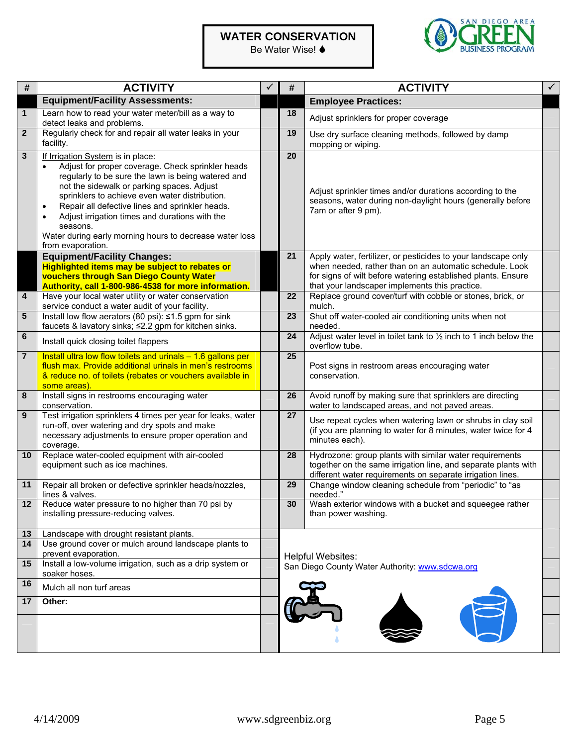# WATER CONSERVATION

Be Water Wise! ●

SAN DIEGO AREA GREEN BUSINESS PROGRAM

| # | ACTIVITY | ✓ | # | ACTIVITY | ✓ |
|---|---|---|---|---|---|
| | **Equipment/Facility Assessments:** | | | **Employee Practices:** | |
| 1 | Learn how to read your water meter/bill as a way to detect leaks and problems. | | 18 | Adjust sprinklers for proper coverage | |
| 2 | Regularly check for and repair all water leaks in your facility. | | 19 | Use dry surface cleaning methods, followed by damp mopping or wiping. | |
| 3 | If Irrigation System is in place:<br>• Adjust for proper coverage. Check sprinkler heads regularly to be sure the lawn is being watered and not the sidewalk or parking spaces. Adjust sprinklers to achieve even water distribution.<br>• Repair all defective lines and sprinkler heads.<br>• Adjust irrigation times and durations with the seasons.<br>Water during early morning hours to decrease water loss from evaporation. | | 20 | Adjust sprinkler times and/or durations according to the seasons, water during non-daylight hours (generally before 7am or after 9 pm). | |
| | **Equipment/Facility Changes:**<br>**Highlighted items may be subject to rebates or vouchers through San Diego County Water Authority, call 1-800-986-4538 for more information.** | | 21 | Apply water, fertilizer, or pesticides to your landscape only when needed, rather than on an automatic schedule. Look for signs of wilt before watering established plants. Ensure that your landscaper implements this practice. | |
| 4 | Have your local water utility or water conservation service conduct a water audit of your facility. | | 22 | Replace ground cover/turf with cobble or stones, brick, or mulch. | |
| 5 | Install low flow aerators (80 psi): ≤1.5 gpm for sink faucets & lavatory sinks; ≤2.2 gpm for kitchen sinks. | | 23 | Shut off water-cooled air conditioning units when not needed. | |
| 6 | Install quick closing toilet flappers | | 24 | Adjust water level in toilet tank to ½ inch to 1 inch below the overflow tube. | |
| 7 | Install ultra low flow toilets and urinals – 1.6 gallons per flush max. Provide additional urinals in men's restrooms & reduce no. of toilets (rebates or vouchers available in some areas). | | 25 | Post signs in restroom areas encouraging water conservation. | |
| 8 | Install signs in restrooms encouraging water conservation. | | 26 | Avoid runoff by making sure that sprinklers are directing water to landscaped areas, and not paved areas. | |
| 9 | Test irrigation sprinklers 4 times per year for leaks, water run-off, over watering and dry spots and make necessary adjustments to ensure proper operation and coverage. | | 27 | Use repeat cycles when watering lawn or shrubs in clay soil (if you are planning to water for 8 minutes, water twice for 4 minutes each). | |
| 10 | Replace water-cooled equipment with air-cooled equipment such as ice machines. | | 28 | Hydrozone: group plants with similar water requirements together on the same irrigation line, and separate plants with different water requirements on separate irrigation lines. | |
| 11 | Repair all broken or defective sprinkler heads/nozzles, lines & valves. | | 29 | Change window cleaning schedule from "periodic" to "as needed." | |
| 12 | Reduce water pressure to no higher than 70 psi by installing pressure-reducing valves. | | 30 | Wash exterior windows with a bucket and squeegee rather than power washing. | |
| 13 | Landscape with drought resistant plants. | | | | |
| 14 | Use ground cover or mulch around landscape plants to prevent evaporation. | | | | |
| 15 | Install a low-volume irrigation, such as a drip system or soaker hoses. | | | | |
| 16 | Mulch all non turf areas | | | | |
| 17 | **Other:** | | | | |
| | | | | | |

Helpful Websites:
San Diego County Water Authority: www.sdcwa.org

4/14/2009 www.sdgreenbiz.org